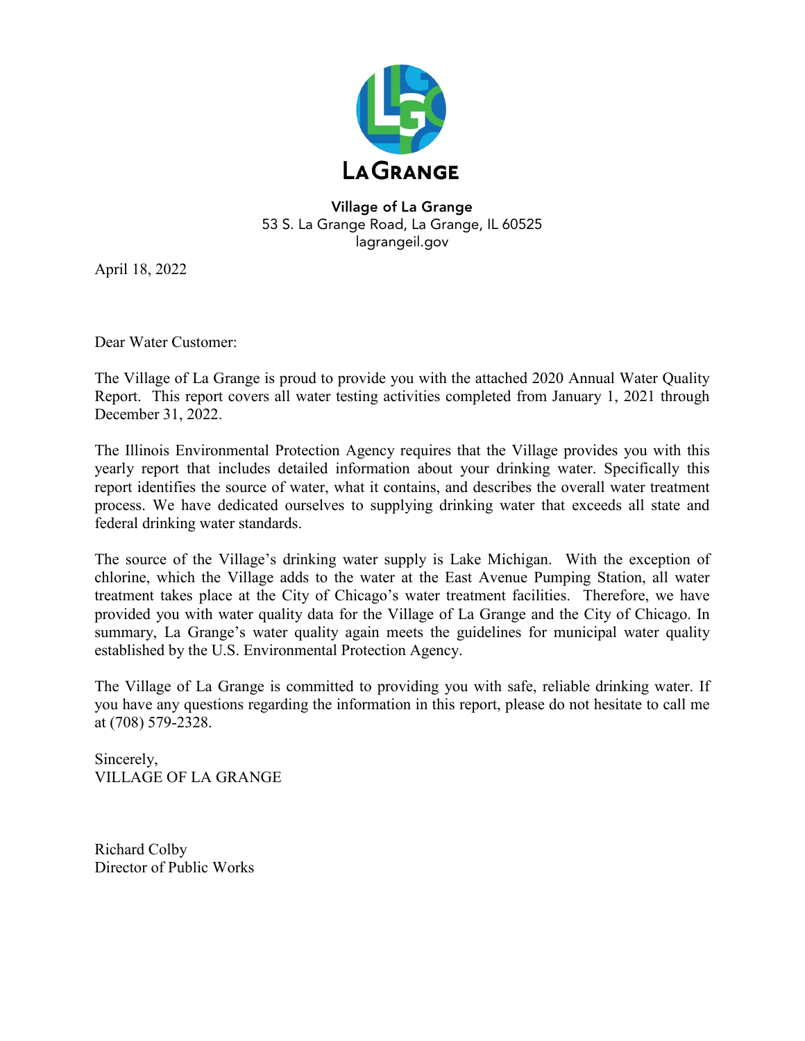**LA GRANGE**

**Village of La Grange**
53 S. La Grange Road, La Grange, IL 60525
lagrangeil.gov

April 18, 2022

Dear Water Customer:

The Village of La Grange is proud to provide you with the attached 2020 Annual Water Quality Report. This report covers all water testing activities completed from January 1, 2021 through December 31, 2022.

The Illinois Environmental Protection Agency requires that the Village provides you with this yearly report that includes detailed information about your drinking water. Specifically this report identifies the source of water, what it contains, and describes the overall water treatment process. We have dedicated ourselves to supplying drinking water that exceeds all state and federal drinking water standards.

The source of the Village's drinking water supply is Lake Michigan. With the exception of chlorine, which the Village adds to the water at the East Avenue Pumping Station, all water treatment takes place at the City of Chicago's water treatment facilities. Therefore, we have provided you with water quality data for the Village of La Grange and the City of Chicago. In summary, La Grange's water quality again meets the guidelines for municipal water quality established by the U.S. Environmental Protection Agency.

The Village of La Grange is committed to providing you with safe, reliable drinking water. If you have any questions regarding the information in this report, please do not hesitate to call me at (708) 579-2328.

Sincerely,
VILLAGE OF LA GRANGE

Richard Colby
Director of Public Works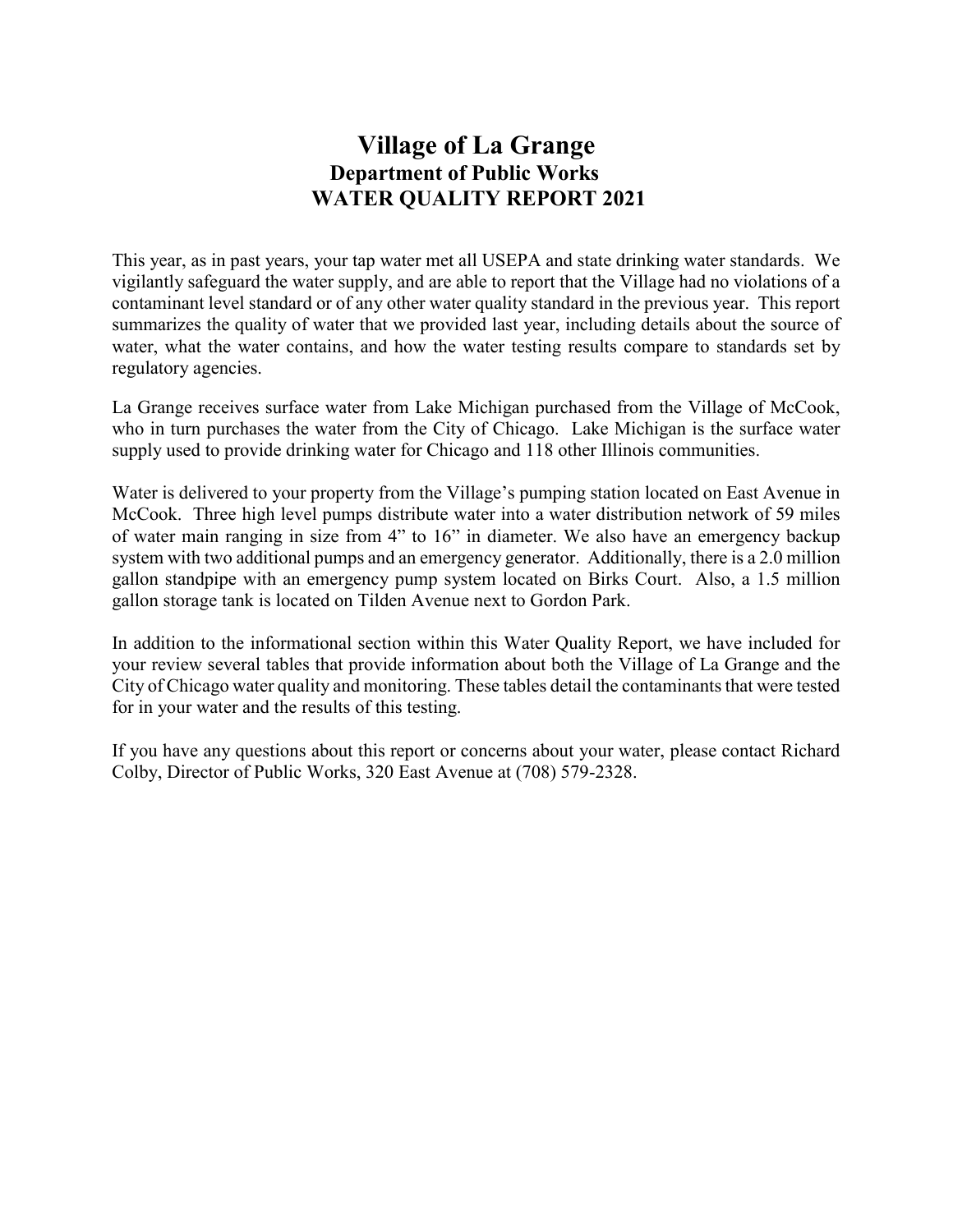# Village of La Grange

## Department of Public Works

## WATER QUALITY REPORT 2021

This year, as in past years, your tap water met all USEPA and state drinking water standards. We vigilantly safeguard the water supply, and are able to report that the Village had no violations of a contaminant level standard or of any other water quality standard in the previous year. This report summarizes the quality of water that we provided last year, including details about the source of water, what the water contains, and how the water testing results compare to standards set by regulatory agencies.

La Grange receives surface water from Lake Michigan purchased from the Village of McCook, who in turn purchases the water from the City of Chicago. Lake Michigan is the surface water supply used to provide drinking water for Chicago and 118 other Illinois communities.

Water is delivered to your property from the Village's pumping station located on East Avenue in McCook. Three high level pumps distribute water into a water distribution network of 59 miles of water main ranging in size from 4" to 16" in diameter. We also have an emergency backup system with two additional pumps and an emergency generator. Additionally, there is a 2.0 million gallon standpipe with an emergency pump system located on Birks Court. Also, a 1.5 million gallon storage tank is located on Tilden Avenue next to Gordon Park.

In addition to the informational section within this Water Quality Report, we have included for your review several tables that provide information about both the Village of La Grange and the City of Chicago water quality and monitoring. These tables detail the contaminants that were tested for in your water and the results of this testing.

If you have any questions about this report or concerns about your water, please contact Richard Colby, Director of Public Works, 320 East Avenue at (708) 579-2328.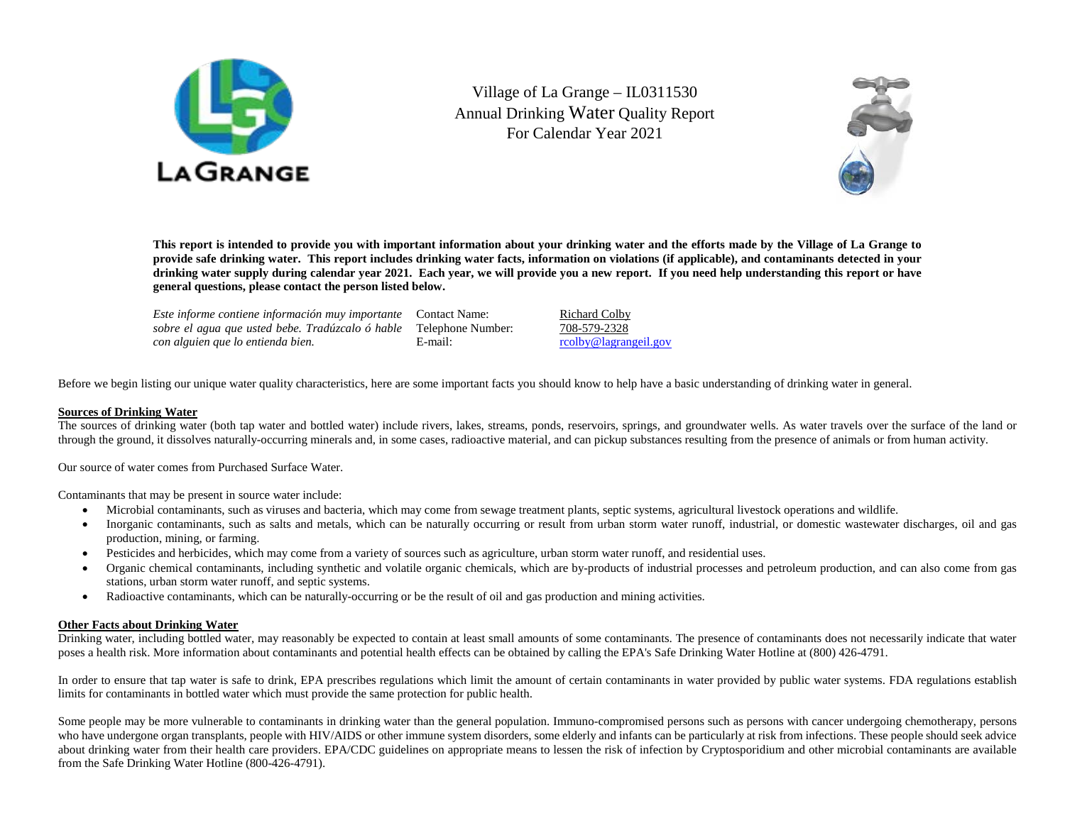Village of La Grange – IL0311530
Annual Drinking Water Quality Report
For Calendar Year 2021

**This report is intended to provide you with important information about your drinking water and the efforts made by the Village of La Grange to provide safe drinking water. This report includes drinking water facts, information on violations (if applicable), and contaminants detected in your drinking water supply during calendar year 2021. Each year, we will provide you a new report. If you need help understanding this report or have general questions, please contact the person listed below.**

*Este informe contiene información muy importante sobre el agua que usted bebe. Tradúzcalo ó hable con alguien que lo entienda bien.*

| | |
|---|---|
| Contact Name: | Richard Colby |
| Telephone Number: | 708-579-2328 |
| E-mail: | rcolby@lagrangeil.gov |

Before we begin listing our unique water quality characteristics, here are some important facts you should know to help have a basic understanding of drinking water in general.

**Sources of Drinking Water**

The sources of drinking water (both tap water and bottled water) include rivers, lakes, streams, ponds, reservoirs, springs, and groundwater wells. As water travels over the surface of the land or through the ground, it dissolves naturally-occurring minerals and, in some cases, radioactive material, and can pickup substances resulting from the presence of animals or from human activity.

Our source of water comes from Purchased Surface Water.

Contaminants that may be present in source water include:

- Microbial contaminants, such as viruses and bacteria, which may come from sewage treatment plants, septic systems, agricultural livestock operations and wildlife.
- Inorganic contaminants, such as salts and metals, which can be naturally occurring or result from urban storm water runoff, industrial, or domestic wastewater discharges, oil and gas production, mining, or farming.
- Pesticides and herbicides, which may come from a variety of sources such as agriculture, urban storm water runoff, and residential uses.
- Organic chemical contaminants, including synthetic and volatile organic chemicals, which are by-products of industrial processes and petroleum production, and can also come from gas stations, urban storm water runoff, and septic systems.
- Radioactive contaminants, which can be naturally-occurring or be the result of oil and gas production and mining activities.

**Other Facts about Drinking Water**

Drinking water, including bottled water, may reasonably be expected to contain at least small amounts of some contaminants. The presence of contaminants does not necessarily indicate that water poses a health risk. More information about contaminants and potential health effects can be obtained by calling the EPA's Safe Drinking Water Hotline at (800) 426-4791.

In order to ensure that tap water is safe to drink, EPA prescribes regulations which limit the amount of certain contaminants in water provided by public water systems. FDA regulations establish limits for contaminants in bottled water which must provide the same protection for public health.

Some people may be more vulnerable to contaminants in drinking water than the general population. Immuno-compromised persons such as persons with cancer undergoing chemotherapy, persons who have undergone organ transplants, people with HIV/AIDS or other immune system disorders, some elderly and infants can be particularly at risk from infections. These people should seek advice about drinking water from their health care providers. EPA/CDC guidelines on appropriate means to lessen the risk of infection by Cryptosporidium and other microbial contaminants are available from the Safe Drinking Water Hotline (800-426-4791).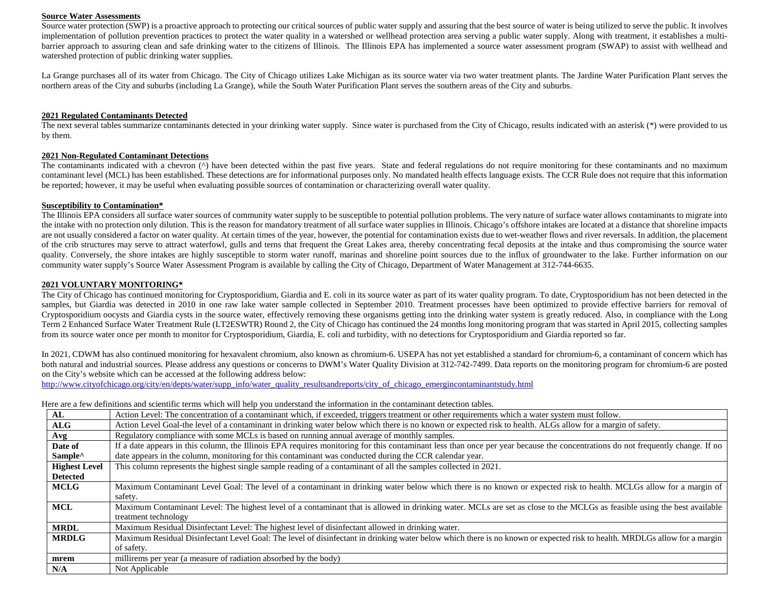**Source Water Assessments**

Source water protection (SWP) is a proactive approach to protecting our critical sources of public water supply and assuring that the best source of water is being utilized to serve the public. It involves implementation of pollution prevention practices to protect the water quality in a watershed or wellhead protection area serving a public water supply. Along with treatment, it establishes a multi-barrier approach to assuring clean and safe drinking water to the citizens of Illinois. The Illinois EPA has implemented a source water assessment program (SWAP) to assist with wellhead and watershed protection of public drinking water supplies.

La Grange purchases all of its water from Chicago. The City of Chicago utilizes Lake Michigan as its source water via two water treatment plants. The Jardine Water Purification Plant serves the northern areas of the City and suburbs (including La Grange), while the South Water Purification Plant serves the southern areas of the City and suburbs.

**2021 Regulated Contaminants Detected**

The next several tables summarize contaminants detected in your drinking water supply. Since water is purchased from the City of Chicago, results indicated with an asterisk (*) were provided to us by them.

**2021 Non-Regulated Contaminant Detections**

The contaminants indicated with a chevron (^) have been detected within the past five years. State and federal regulations do not require monitoring for these contaminants and no maximum contaminant level (MCL) has been established. These detections are for informational purposes only. No mandated health effects language exists. The CCR Rule does not require that this information be reported; however, it may be useful when evaluating possible sources of contamination or characterizing overall water quality.

**Susceptibility to Contamination***

The Illinois EPA considers all surface water sources of community water supply to be susceptible to potential pollution problems. The very nature of surface water allows contaminants to migrate into the intake with no protection only dilution. This is the reason for mandatory treatment of all surface water supplies in Illinois. Chicago's offshore intakes are located at a distance that shoreline impacts are not usually considered a factor on water quality. At certain times of the year, however, the potential for contamination exists due to wet-weather flows and river reversals. In addition, the placement of the crib structures may serve to attract waterfowl, gulls and terns that frequent the Great Lakes area, thereby concentrating fecal deposits at the intake and thus compromising the source water quality. Conversely, the shore intakes are highly susceptible to storm water runoff, marinas and shoreline point sources due to the influx of groundwater to the lake. Further information on our community water supply's Source Water Assessment Program is available by calling the City of Chicago, Department of Water Management at 312-744-6635.

**2021 VOLUNTARY MONITORING***

The City of Chicago has continued monitoring for Cryptosporidium, Giardia and E. coli in its source water as part of its water quality program. To date, Cryptosporidium has not been detected in the samples, but Giardia was detected in 2010 in one raw lake water sample collected in September 2010. Treatment processes have been optimized to provide effective barriers for removal of Cryptosporidium oocysts and Giardia cysts in the source water, effectively removing these organisms getting into the drinking water system is greatly reduced. Also, in compliance with the Long Term 2 Enhanced Surface Water Treatment Rule (LT2ESWTR) Round 2, the City of Chicago has continued the 24 months long monitoring program that was started in April 2015, collecting samples from its source water once per month to monitor for Cryptosporidium, Giardia, E. coli and turbidity, with no detections for Cryptosporidium and Giardia reported so far.

In 2021, CDWM has also continued monitoring for hexavalent chromium, also known as chromium-6. USEPA has not yet established a standard for chromium-6, a contaminant of concern which has both natural and industrial sources. Please address any questions or concerns to DWM's Water Quality Division at 312-742-7499. Data reports on the monitoring program for chromium-6 are posted on the City's website which can be accessed at the following address below:
http://www.cityofchicago.org/city/en/depts/water/supp_info/water_quality_resultsandreports/city_of_chicago_emergincontaminantstudy.html

Here are a few definitions and scientific terms which will help you understand the information in the contaminant detection tables.

| Term | Definition |
|---|---|
| **AL** | Action Level: The concentration of a contaminant which, if exceeded, triggers treatment or other requirements which a water system must follow. |
| **ALG** | Action Level Goal-the level of a contaminant in drinking water below which there is no known or expected risk to health. ALGs allow for a margin of safety. |
| **Avg** | Regulatory compliance with some MCLs is based on running annual average of monthly samples. |
| **Date of Sample^** | If a date appears in this column, the Illinois EPA requires monitoring for this contaminant less than once per year because the concentrations do not frequently change. If no date appears in the column, monitoring for this contaminant was conducted during the CCR calendar year. |
| **Highest Level Detected** | This column represents the highest single sample reading of a contaminant of all the samples collected in 2021. |
| **MCLG** | Maximum Contaminant Level Goal: The level of a contaminant in drinking water below which there is no known or expected risk to health. MCLGs allow for a margin of safety. |
| **MCL** | Maximum Contaminant Level: The highest level of a contaminant that is allowed in drinking water. MCLs are set as close to the MCLGs as feasible using the best available treatment technology |
| **MRDL** | Maximum Residual Disinfectant Level: The highest level of disinfectant allowed in drinking water. |
| **MRDLG** | Maximum Residual Disinfectant Level Goal: The level of disinfectant in drinking water below which there is no known or expected risk to health. MRDLGs allow for a margin of safety. |
| **mrem** | millirems per year (a measure of radiation absorbed by the body) |
| **N/A** | Not Applicable |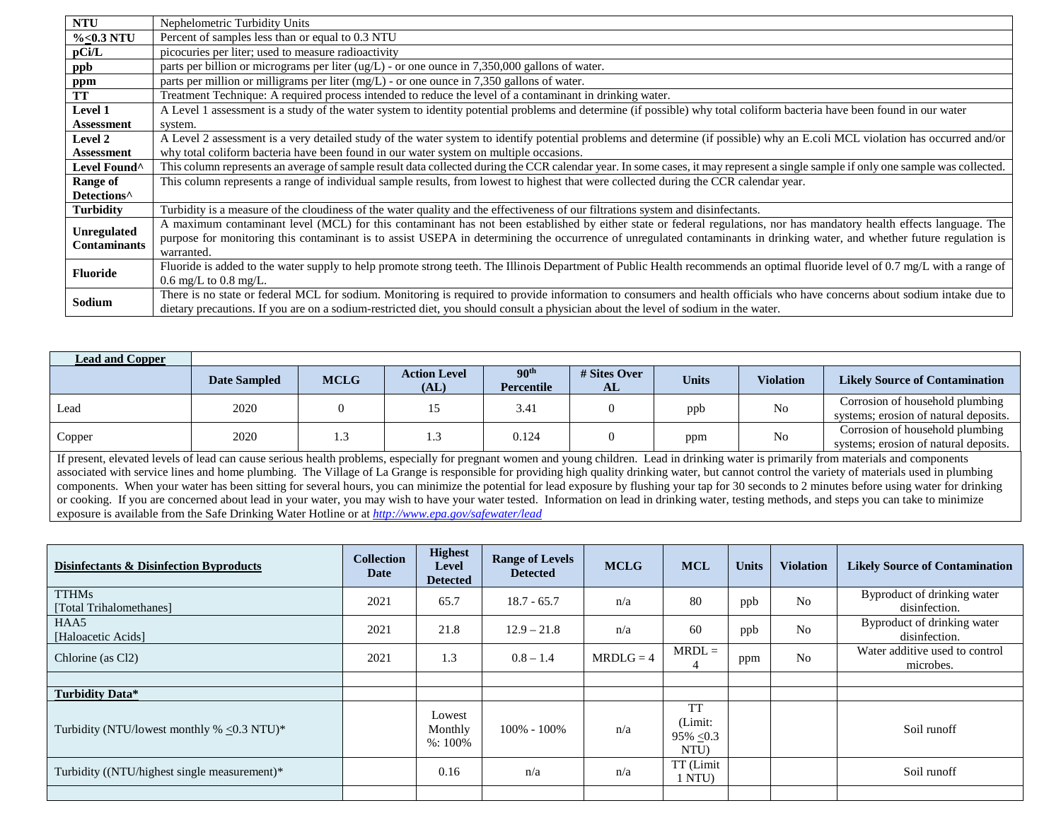| | |
|---|---|
| **NTU** | Nephelometric Turbidity Units |
| **%≤0.3 NTU** | Percent of samples less than or equal to 0.3 NTU |
| **pCi/L** | picocuries per liter; used to measure radioactivity |
| **ppb** | parts per billion or micrograms per liter (ug/L) - or one ounce in 7,350,000 gallons of water. |
| **ppm** | parts per million or milligrams per liter (mg/L) - or one ounce in 7,350 gallons of water. |
| **TT** | Treatment Technique: A required process intended to reduce the level of a contaminant in drinking water. |
| **Level 1 Assessment** | A Level 1 assessment is a study of the water system to identity potential problems and determine (if possible) why total coliform bacteria have been found in our water system. |
| **Level 2 Assessment** | A Level 2 assessment is a very detailed study of the water system to identify potential problems and determine (if possible) why an E.coli MCL violation has occurred and/or why total coliform bacteria have been found in our water system on multiple occasions. |
| **Level Found^** | This column represents an average of sample result data collected during the CCR calendar year. In some cases, it may represent a single sample if only one sample was collected. |
| **Range of Detections^** | This column represents a range of individual sample results, from lowest to highest that were collected during the CCR calendar year. |
| **Turbidity** | Turbidity is a measure of the cloudiness of the water quality and the effectiveness of our filtrations system and disinfectants. |
| **Unregulated Contaminants** | A maximum contaminant level (MCL) for this contaminant has not been established by either state or federal regulations, nor has mandatory health effects language. The purpose for monitoring this contaminant is to assist USEPA in determining the occurrence of unregulated contaminants in drinking water, and whether future regulation is warranted. |
| **Fluoride** | Fluoride is added to the water supply to help promote strong teeth. The Illinois Department of Public Health recommends an optimal fluoride level of 0.7 mg/L with a range of 0.6 mg/L to 0.8 mg/L. |
| **Sodium** | There is no state or federal MCL for sodium. Monitoring is required to provide information to consumers and health officials who have concerns about sodium intake due to dietary precautions. If you are on a sodium-restricted diet, you should consult a physician about the level of sodium in the water. |

| **Lead and Copper** | Date Sampled | MCLG | Action Level (AL) | 90th Percentile | # Sites Over AL | Units | Violation | Likely Source of Contamination |
|---|---|---|---|---|---|---|---|---|
| Lead | 2020 | 0 | 15 | 3.41 | 0 | ppb | No | Corrosion of household plumbing systems; erosion of natural deposits. |
| Copper | 2020 | 1.3 | 1.3 | 0.124 | 0 | ppm | No | Corrosion of household plumbing systems; erosion of natural deposits. |

If present, elevated levels of lead can cause serious health problems, especially for pregnant women and young children. Lead in drinking water is primarily from materials and components associated with service lines and home plumbing. The Village of La Grange is responsible for providing high quality drinking water, but cannot control the variety of materials used in plumbing components. When your water has been sitting for several hours, you can minimize the potential for lead exposure by flushing your tap for 30 seconds to 2 minutes before using water for drinking or cooking. If you are concerned about lead in your water, you may wish to have your water tested. Information on lead in drinking water, testing methods, and steps you can take to minimize exposure is available from the Safe Drinking Water Hotline or at *http://www.epa.gov/safewater/lead*

| **Disinfectants & Disinfection Byproducts** | Collection Date | Highest Level Detected | Range of Levels Detected | MCLG | MCL | Units | Violation | Likely Source of Contamination |
|---|---|---|---|---|---|---|---|---|
| TTHMs [Total Trihalomethanes] | 2021 | 65.7 | 18.7 - 65.7 | n/a | 80 | ppb | No | Byproduct of drinking water disinfection. |
| HAA5 [Haloacetic Acids] | 2021 | 21.8 | 12.9 – 21.8 | n/a | 60 | ppb | No | Byproduct of drinking water disinfection. |
| Chlorine (as Cl2) | 2021 | 1.3 | 0.8 – 1.4 | MRDLG = 4 | MRDL = 4 | ppm | No | Water additive used to control microbes. |
| | | | | | | | | |
| **Turbidity Data*** | | | | | | | | |
| Turbidity (NTU/lowest monthly % ≤0.3 NTU)* | | Lowest Monthly %: 100% | 100% - 100% | n/a | TT (Limit: 95% ≤0.3 NTU) | | | Soil runoff |
| Turbidity ((NTU/highest single measurement)* | | 0.16 | n/a | n/a | TT (Limit 1 NTU) | | | Soil runoff |
| | | | | | | | | |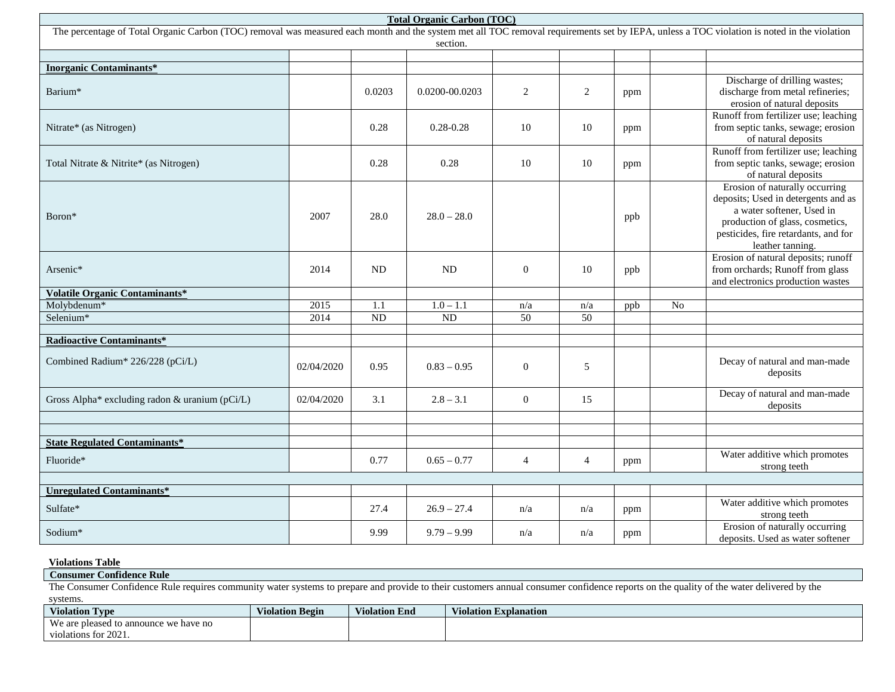| **Total Organic Carbon (TOC)** | | | | | | | | |
|---|---|---|---|---|---|---|---|---|
| The percentage of Total Organic Carbon (TOC) removal was measured each month and the system met all TOC removal requirements set by IEPA, unless a TOC violation is noted in the violation section. | | | | | | | | |
| | | | | | | | | |
| **Inorganic Contaminants*** | | | | | | | | |
| Barium* | | 0.0203 | 0.0200-00.0203 | 2 | 2 | ppm | | Discharge of drilling wastes; discharge from metal refineries; erosion of natural deposits |
| Nitrate* (as Nitrogen) | | 0.28 | 0.28-0.28 | 10 | 10 | ppm | | Runoff from fertilizer use; leaching from septic tanks, sewage; erosion of natural deposits |
| Total Nitrate & Nitrite* (as Nitrogen) | | 0.28 | 0.28 | 10 | 10 | ppm | | Runoff from fertilizer use; leaching from septic tanks, sewage; erosion of natural deposits |
| Boron* | 2007 | 28.0 | 28.0 – 28.0 | | | ppb | | Erosion of naturally occurring deposits; Used in detergents and as a water softener, Used in production of glass, cosmetics, pesticides, fire retardants, and for leather tanning. |
| Arsenic* | 2014 | ND | ND | 0 | 10 | ppb | | Erosion of natural deposits; runoff from orchards; Runoff from glass and electronics production wastes |
| **Volatile Organic Contaminants*** | | | | | | | | |
| Molybdenum* | 2015 | 1.1 | 1.0 – 1.1 | n/a | n/a | ppb | No | |
| Selenium* | 2014 | ND | ND | 50 | 50 | | | |
| | | | | | | | | |
| **Radioactive Contaminants*** | | | | | | | | |
| Combined Radium* 226/228 (pCi/L) | 02/04/2020 | 0.95 | 0.83 – 0.95 | 0 | 5 | | | Decay of natural and man-made deposits |
| Gross Alpha* excluding radon & uranium (pCi/L) | 02/04/2020 | 3.1 | 2.8 – 3.1 | 0 | 15 | | | Decay of natural and man-made deposits |
| | | | | | | | | |
| | | | | | | | | |
| **State Regulated Contaminants*** | | | | | | | | |
| Fluoride* | | 0.77 | 0.65 – 0.77 | 4 | 4 | ppm | | Water additive which promotes strong teeth |
| | | | | | | | | |
| **Unregulated Contaminants*** | | | | | | | | |
| Sulfate* | | 27.4 | 26.9 – 27.4 | n/a | n/a | ppm | | Water additive which promotes strong teeth |
| Sodium* | | 9.99 | 9.79 – 9.99 | n/a | n/a | ppm | | Erosion of naturally occurring deposits. Used as water softener |

**Violations Table**

**Consumer Confidence Rule**

The Consumer Confidence Rule requires community water systems to prepare and provide to their customers annual consumer confidence reports on the quality of the water delivered by the systems.

| Violation Type | Violation Begin | Violation End | Violation Explanation |
|---|---|---|---|
| We are pleased to announce we have no violations for 2021. | | | |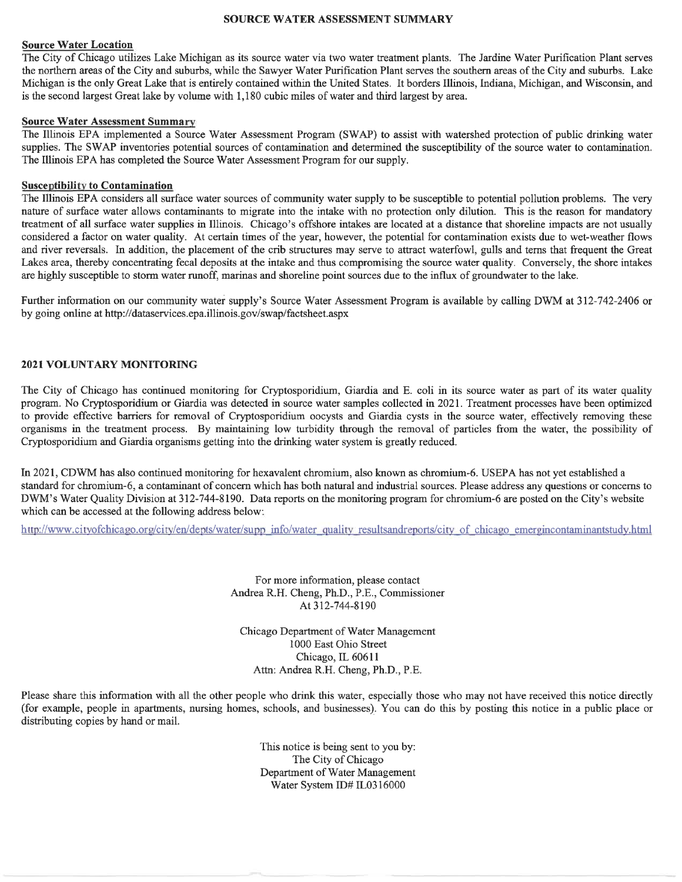## SOURCE WATER ASSESSMENT SUMMARY

### Source Water Location

The City of Chicago utilizes Lake Michigan as its source water via two water treatment plants. The Jardine Water Purification Plant serves the northern areas of the City and suburbs, while the Sawyer Water Purification Plant serves the southern areas of the City and suburbs. Lake Michigan is the only Great Lake that is entirely contained within the United States. It borders Illinois, Indiana, Michigan, and Wisconsin, and is the second largest Great lake by volume with 1,180 cubic miles of water and third largest by area.

### Source Water Assessment Summary

The Illinois EPA implemented a Source Water Assessment Program (SWAP) to assist with watershed protection of public drinking water supplies. The SWAP inventories potential sources of contamination and determined the susceptibility of the source water to contamination. The Illinois EPA has completed the Source Water Assessment Program for our supply.

### Susceptibility to Contamination

The Illinois EPA considers all surface water sources of community water supply to be susceptible to potential pollution problems. The very nature of surface water allows contaminants to migrate into the intake with no protection only dilution. This is the reason for mandatory treatment of all surface water supplies in Illinois. Chicago's offshore intakes are located at a distance that shoreline impacts are not usually considered a factor on water quality. At certain times of the year, however, the potential for contamination exists due to wet-weather flows and river reversals. In addition, the placement of the crib structures may serve to attract waterfowl, gulls and terns that frequent the Great Lakes area, thereby concentrating fecal deposits at the intake and thus compromising the source water quality. Conversely, the shore intakes are highly susceptible to storm water runoff, marinas and shoreline point sources due to the influx of groundwater to the lake.

Further information on our community water supply's Source Water Assessment Program is available by calling DWM at 312-742-2406 or by going online at http://dataservices.epa.illinois.gov/swap/factsheet.aspx

## 2021 VOLUNTARY MONITORING

The City of Chicago has continued monitoring for Cryptosporidium, Giardia and E. coli in its source water as part of its water quality program. No Cryptosporidium or Giardia was detected in source water samples collected in 2021. Treatment processes have been optimized to provide effective barriers for removal of Cryptosporidium oocysts and Giardia cysts in the source water, effectively removing these organisms in the treatment process. By maintaining low turbidity through the removal of particles from the water, the possibility of Cryptosporidium and Giardia organisms getting into the drinking water system is greatly reduced.

In 2021, CDWM has also continued monitoring for hexavalent chromium, also known as chromium-6. USEPA has not yet established a standard for chromium-6, a contaminant of concern which has both natural and industrial sources. Please address any questions or concerns to DWM's Water Quality Division at 312-744-8190. Data reports on the monitoring program for chromium-6 are posted on the City's website which can be accessed at the following address below:

http://www.cityofchicago.org/city/en/depts/water/supp_info/water_quality_resultsandreports/city_of_chicago_emergincontaminantstudy.html

For more information, please contact
Andrea R.H. Cheng, Ph.D., P.E., Commissioner
At 312-744-8190

Chicago Department of Water Management
1000 East Ohio Street
Chicago, IL 60611
Attn: Andrea R.H. Cheng, Ph.D., P.E.

Please share this information with all the other people who drink this water, especially those who may not have received this notice directly (for example, people in apartments, nursing homes, schools, and businesses). You can do this by posting this notice in a public place or distributing copies by hand or mail.

This notice is being sent to you by:
The City of Chicago
Department of Water Management
Water System ID# IL0316000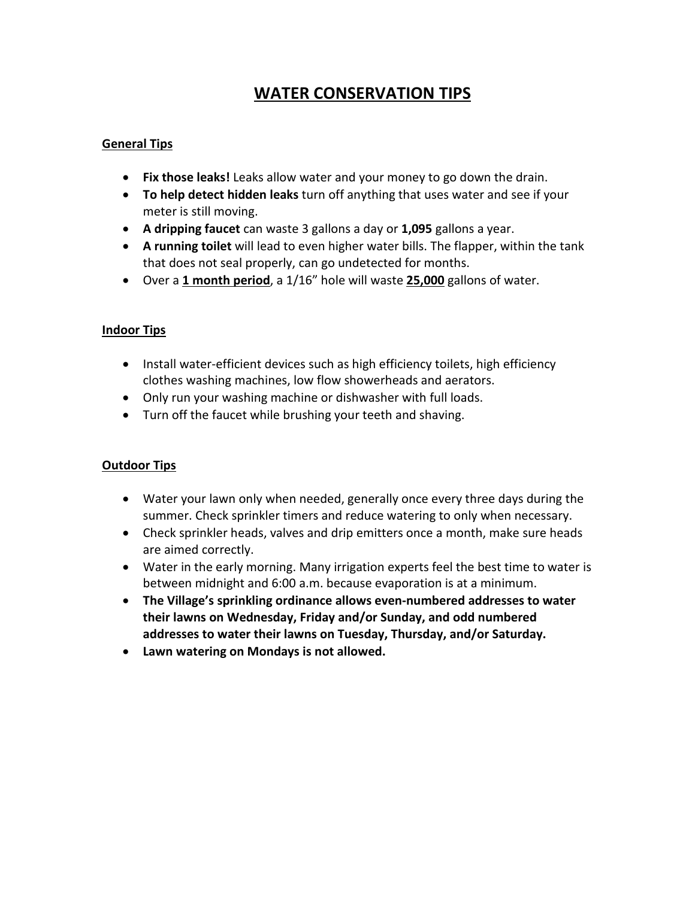# WATER CONSERVATION TIPS

## General Tips

- **Fix those leaks!** Leaks allow water and your money to go down the drain.
- **To help detect hidden leaks** turn off anything that uses water and see if your meter is still moving.
- **A dripping faucet** can waste 3 gallons a day or **1,095** gallons a year.
- **A running toilet** will lead to even higher water bills. The flapper, within the tank that does not seal properly, can go undetected for months.
- Over a **1 month period**, a 1/16" hole will waste **25,000** gallons of water.

## Indoor Tips

- Install water-efficient devices such as high efficiency toilets, high efficiency clothes washing machines, low flow showerheads and aerators.
- Only run your washing machine or dishwasher with full loads.
- Turn off the faucet while brushing your teeth and shaving.

## Outdoor Tips

- Water your lawn only when needed, generally once every three days during the summer. Check sprinkler timers and reduce watering to only when necessary.
- Check sprinkler heads, valves and drip emitters once a month, make sure heads are aimed correctly.
- Water in the early morning. Many irrigation experts feel the best time to water is between midnight and 6:00 a.m. because evaporation is at a minimum.
- **The Village's sprinkling ordinance allows even-numbered addresses to water their lawns on Wednesday, Friday and/or Sunday, and odd numbered addresses to water their lawns on Tuesday, Thursday, and/or Saturday.**
- **Lawn watering on Mondays is not allowed.**